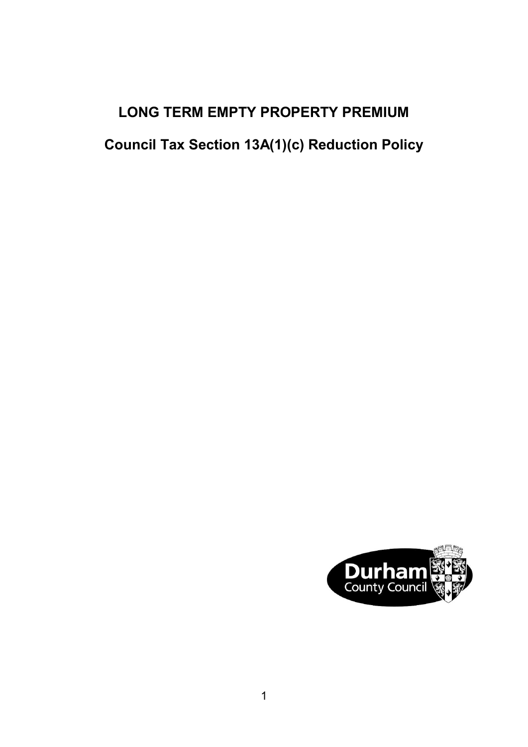# LONG TERM EMPTY PROPERTY PREMIUM

## Council Tax Section 13A(1)(c) Reduction Policy

Durham County Council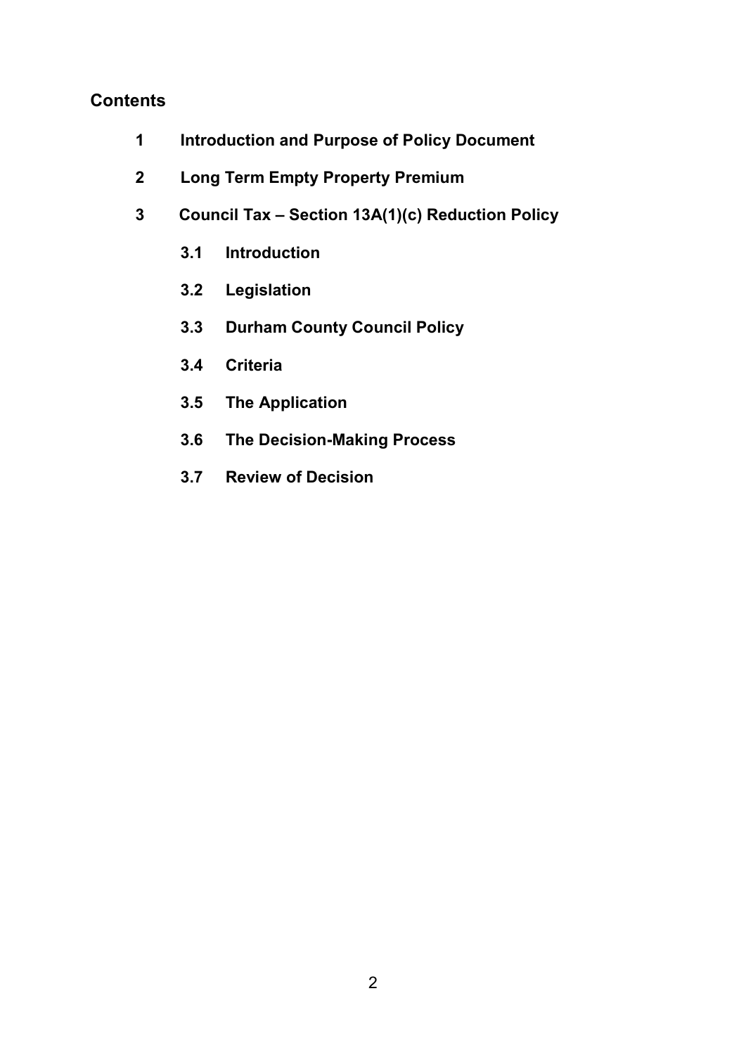## Contents

**1 Introduction and Purpose of Policy Document**

**2 Long Term Empty Property Premium**

**3 Council Tax – Section 13A(1)(c) Reduction Policy**

- **3.1 Introduction**
- **3.2 Legislation**
- **3.3 Durham County Council Policy**
- **3.4 Criteria**
- **3.5 The Application**
- **3.6 The Decision-Making Process**
- **3.7 Review of Decision**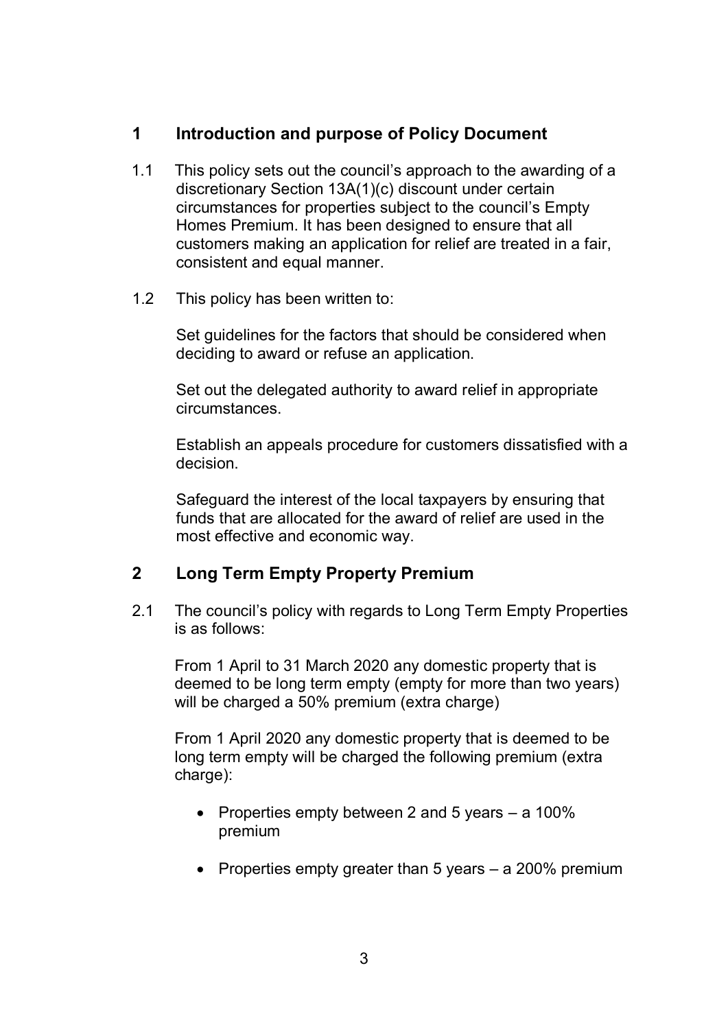## 1 Introduction and purpose of Policy Document

1.1 This policy sets out the council's approach to the awarding of a discretionary Section 13A(1)(c) discount under certain circumstances for properties subject to the council's Empty Homes Premium. It has been designed to ensure that all customers making an application for relief are treated in a fair, consistent and equal manner.

1.2 This policy has been written to:

Set guidelines for the factors that should be considered when deciding to award or refuse an application.

Set out the delegated authority to award relief in appropriate circumstances.

Establish an appeals procedure for customers dissatisfied with a decision.

Safeguard the interest of the local taxpayers by ensuring that funds that are allocated for the award of relief are used in the most effective and economic way.

## 2 Long Term Empty Property Premium

2.1 The council's policy with regards to Long Term Empty Properties is as follows:

From 1 April to 31 March 2020 any domestic property that is deemed to be long term empty (empty for more than two years) will be charged a 50% premium (extra charge)

From 1 April 2020 any domestic property that is deemed to be long term empty will be charged the following premium (extra charge):

- Properties empty between 2 and 5 years – a 100% premium
- Properties empty greater than 5 years – a 200% premium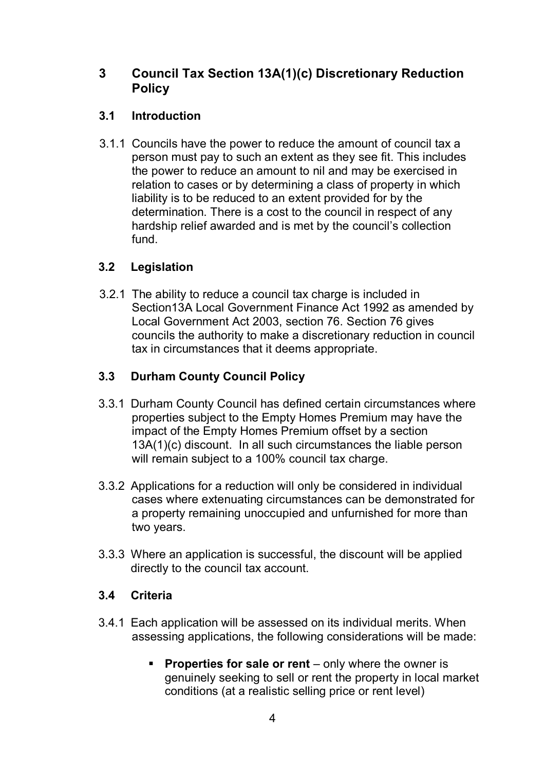## 3 Council Tax Section 13A(1)(c) Discretionary Reduction Policy

### 3.1 Introduction

3.1.1 Councils have the power to reduce the amount of council tax a person must pay to such an extent as they see fit. This includes the power to reduce an amount to nil and may be exercised in relation to cases or by determining a class of property in which liability is to be reduced to an extent provided for by the determination. There is a cost to the council in respect of any hardship relief awarded and is met by the council's collection fund.

### 3.2 Legislation

3.2.1 The ability to reduce a council tax charge is included in Section13A Local Government Finance Act 1992 as amended by Local Government Act 2003, section 76. Section 76 gives councils the authority to make a discretionary reduction in council tax in circumstances that it deems appropriate.

### 3.3 Durham County Council Policy

3.3.1 Durham County Council has defined certain circumstances where properties subject to the Empty Homes Premium may have the impact of the Empty Homes Premium offset by a section 13A(1)(c) discount. In all such circumstances the liable person will remain subject to a 100% council tax charge.

3.3.2 Applications for a reduction will only be considered in individual cases where extenuating circumstances can be demonstrated for a property remaining unoccupied and unfurnished for more than two years.

3.3.3 Where an application is successful, the discount will be applied directly to the council tax account.

### 3.4 Criteria

3.4.1 Each application will be assessed on its individual merits. When assessing applications, the following considerations will be made:

- **Properties for sale or rent** – only where the owner is genuinely seeking to sell or rent the property in local market conditions (at a realistic selling price or rent level)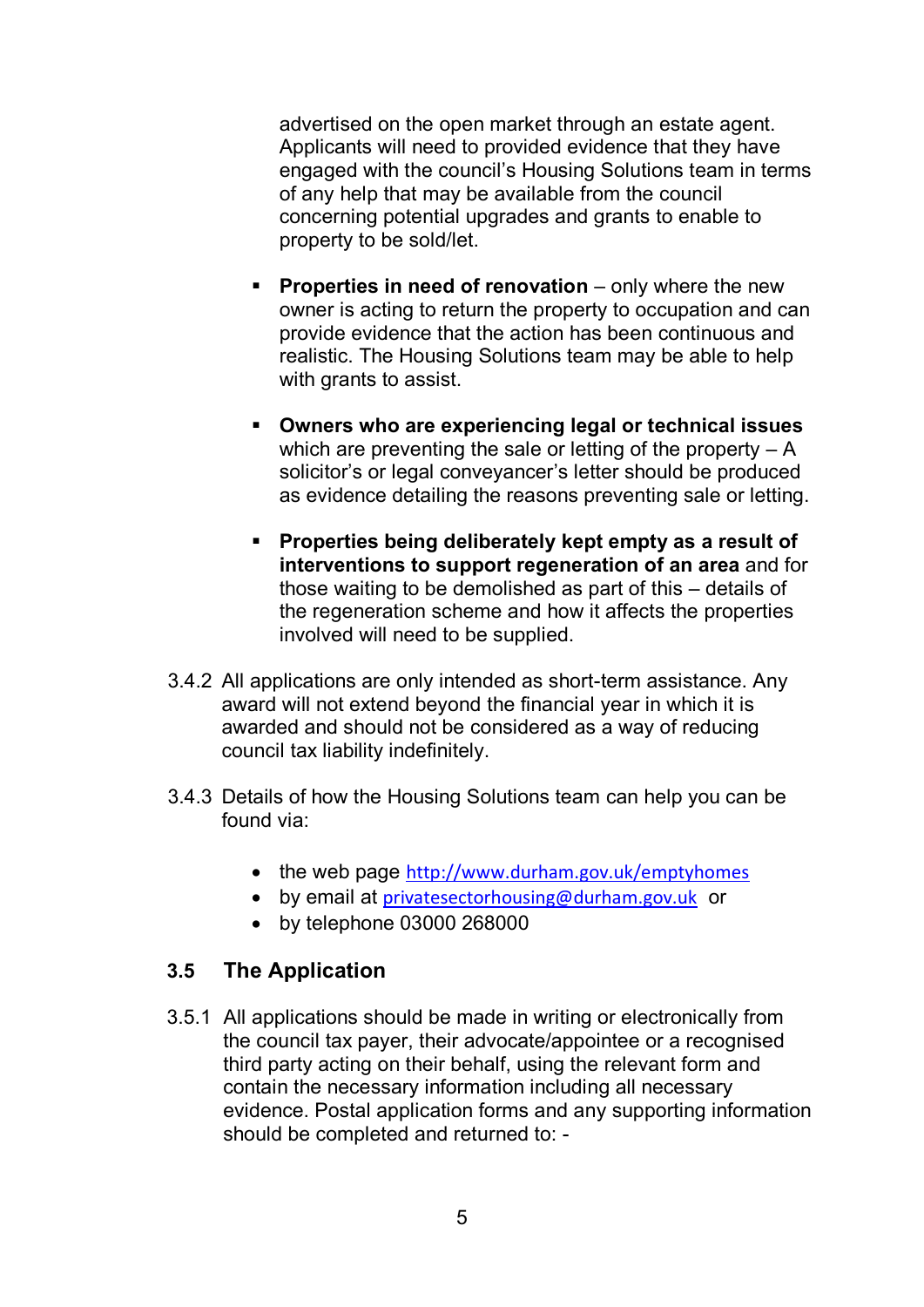advertised on the open market through an estate agent. Applicants will need to provided evidence that they have engaged with the council's Housing Solutions team in terms of any help that may be available from the council concerning potential upgrades and grants to enable to property to be sold/let.

- **Properties in need of renovation** – only where the new owner is acting to return the property to occupation and can provide evidence that the action has been continuous and realistic. The Housing Solutions team may be able to help with grants to assist.

- **Owners who are experiencing legal or technical issues** which are preventing the sale or letting of the property – A solicitor's or legal conveyancer's letter should be produced as evidence detailing the reasons preventing sale or letting.

- **Properties being deliberately kept empty as a result of interventions to support regeneration of an area** and for those waiting to be demolished as part of this – details of the regeneration scheme and how it affects the properties involved will need to be supplied.

3.4.2 All applications are only intended as short-term assistance. Any award will not extend beyond the financial year in which it is awarded and should not be considered as a way of reducing council tax liability indefinitely.

3.4.3 Details of how the Housing Solutions team can help you can be found via:

- the web page http://www.durham.gov.uk/emptyhomes
- by email at privatesectorhousing@durham.gov.uk or
- by telephone 03000 268000

## 3.5 The Application

3.5.1 All applications should be made in writing or electronically from the council tax payer, their advocate/appointee or a recognised third party acting on their behalf, using the relevant form and contain the necessary information including all necessary evidence. Postal application forms and any supporting information should be completed and returned to: -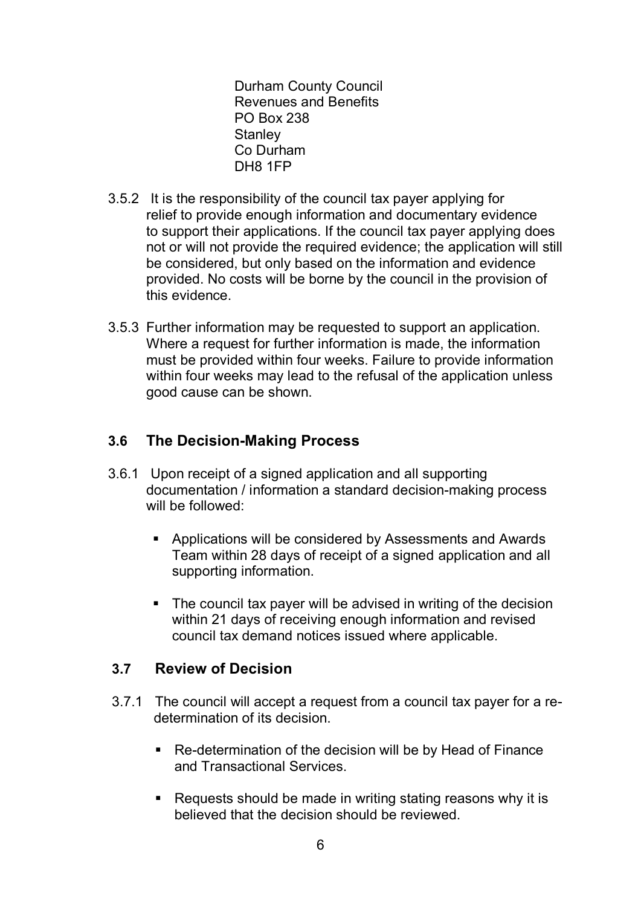Durham County Council
Revenues and Benefits
PO Box 238
Stanley
Co Durham
DH8 1FP

3.5.2 It is the responsibility of the council tax payer applying for relief to provide enough information and documentary evidence to support their applications. If the council tax payer applying does not or will not provide the required evidence; the application will still be considered, but only based on the information and evidence provided. No costs will be borne by the council in the provision of this evidence.

3.5.3 Further information may be requested to support an application. Where a request for further information is made, the information must be provided within four weeks. Failure to provide information within four weeks may lead to the refusal of the application unless good cause can be shown.

### 3.6 The Decision-Making Process

3.6.1 Upon receipt of a signed application and all supporting documentation / information a standard decision-making process will be followed:

- Applications will be considered by Assessments and Awards Team within 28 days of receipt of a signed application and all supporting information.
- The council tax payer will be advised in writing of the decision within 21 days of receiving enough information and revised council tax demand notices issued where applicable.

### 3.7 Review of Decision

3.7.1 The council will accept a request from a council tax payer for a re-determination of its decision.

- Re-determination of the decision will be by Head of Finance and Transactional Services.
- Requests should be made in writing stating reasons why it is believed that the decision should be reviewed.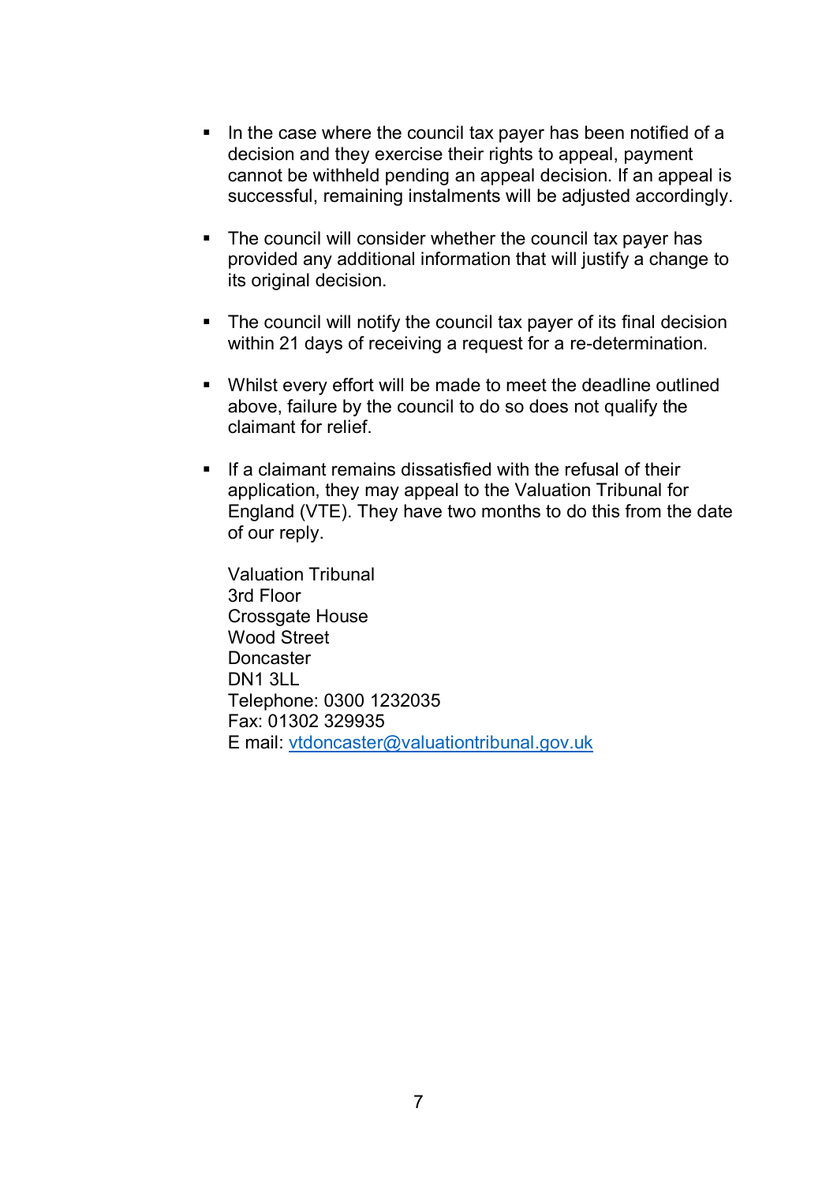- In the case where the council tax payer has been notified of a decision and they exercise their rights to appeal, payment cannot be withheld pending an appeal decision. If an appeal is successful, remaining instalments will be adjusted accordingly.

- The council will consider whether the council tax payer has provided any additional information that will justify a change to its original decision.

- The council will notify the council tax payer of its final decision within 21 days of receiving a request for a re-determination.

- Whilst every effort will be made to meet the deadline outlined above, failure by the council to do so does not qualify the claimant for relief.

- If a claimant remains dissatisfied with the refusal of their application, they may appeal to the Valuation Tribunal for England (VTE). They have two months to do this from the date of our reply.

  Valuation Tribunal  
  3rd Floor  
  Crossgate House  
  Wood Street  
  Doncaster  
  DN1 3LL  
  Telephone: 0300 1232035  
  Fax: 01302 329935  
  E mail: vtdoncaster@valuationtribunal.gov.uk